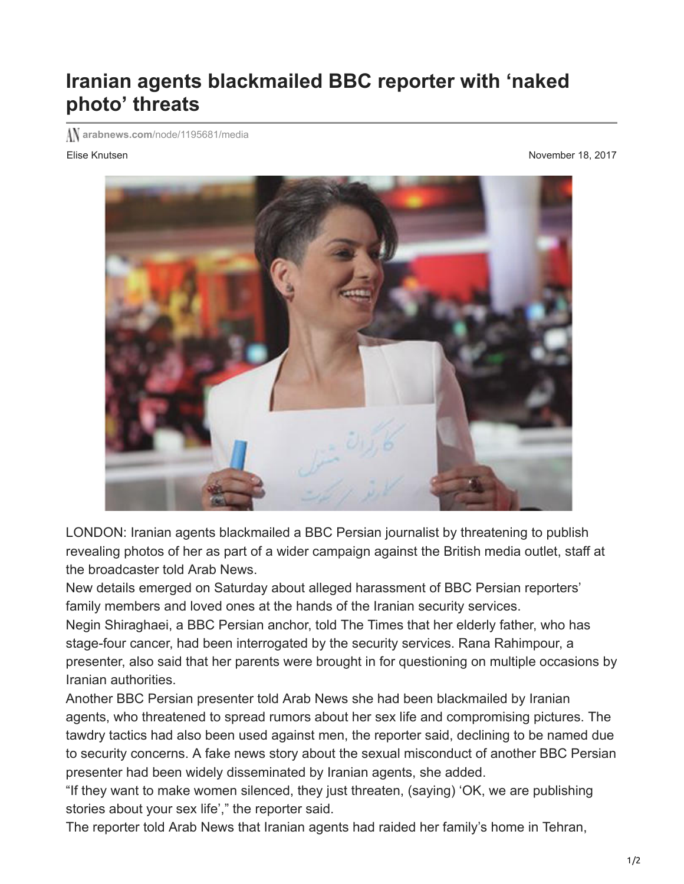# Iranian agents blackmailed BBC reporter with 'naked photo' threats

arabnews.com/node/1195681/media

Elise Knutsen

November 18, 2017

LONDON: Iranian agents blackmailed a BBC Persian journalist by threatening to publish revealing photos of her as part of a wider campaign against the British media outlet, staff at the broadcaster told Arab News.

New details emerged on Saturday about alleged harassment of BBC Persian reporters' family members and loved ones at the hands of the Iranian security services.

Negin Shiraghaei, a BBC Persian anchor, told The Times that her elderly father, who has stage-four cancer, had been interrogated by the security services. Rana Rahimpour, a presenter, also said that her parents were brought in for questioning on multiple occasions by Iranian authorities.

Another BBC Persian presenter told Arab News she had been blackmailed by Iranian agents, who threatened to spread rumors about her sex life and compromising pictures. The tawdry tactics had also been used against men, the reporter said, declining to be named due to security concerns. A fake news story about the sexual misconduct of another BBC Persian presenter had been widely disseminated by Iranian agents, she added.

"If they want to make women silenced, they just threaten, (saying) 'OK, we are publishing stories about your sex life'," the reporter said.

The reporter told Arab News that Iranian agents had raided her family's home in Tehran,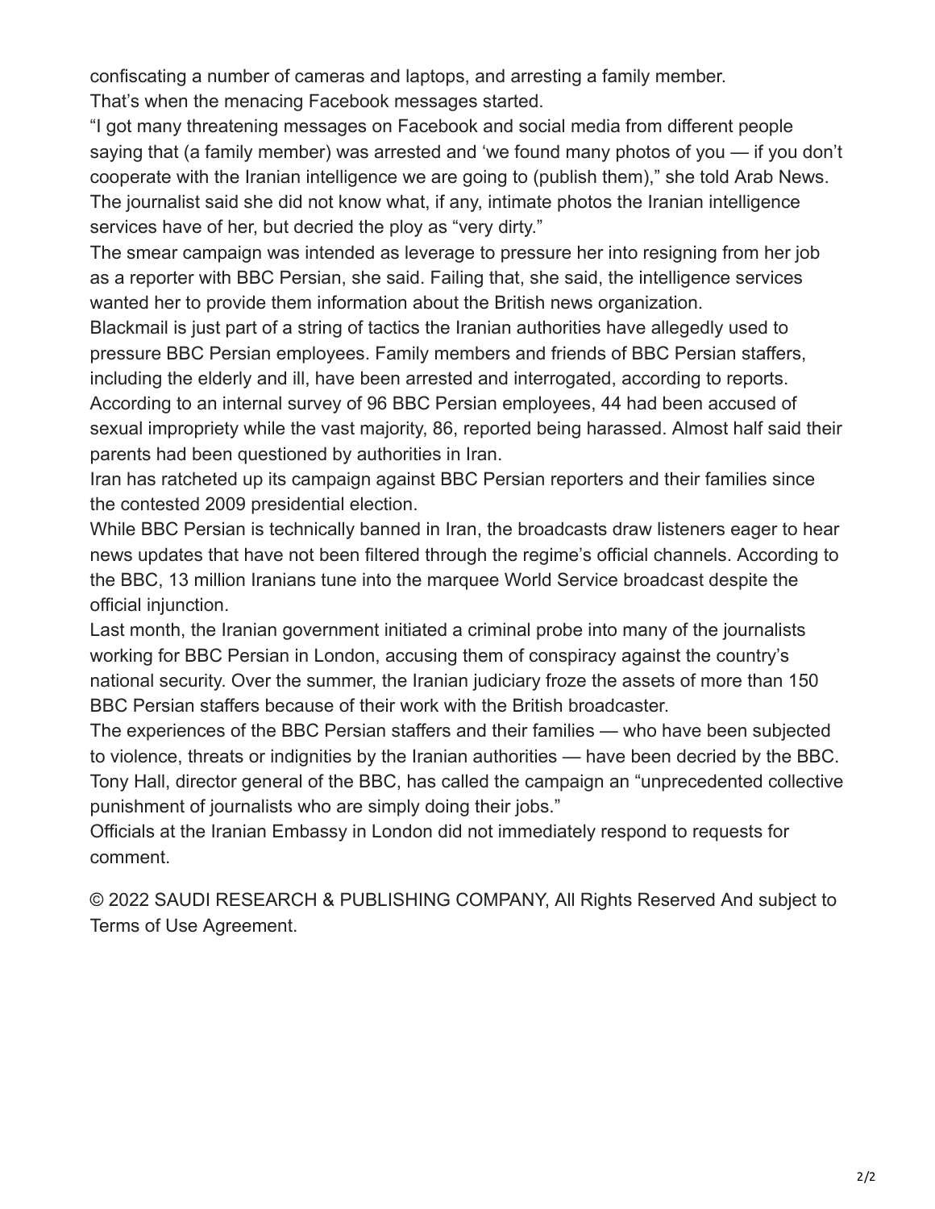confiscating a number of cameras and laptops, and arresting a family member.

That's when the menacing Facebook messages started.

"I got many threatening messages on Facebook and social media from different people saying that (a family member) was arrested and 'we found many photos of you — if you don't cooperate with the Iranian intelligence we are going to (publish them)," she told Arab News.

The journalist said she did not know what, if any, intimate photos the Iranian intelligence services have of her, but decried the ploy as "very dirty."

The smear campaign was intended as leverage to pressure her into resigning from her job as a reporter with BBC Persian, she said. Failing that, she said, the intelligence services wanted her to provide them information about the British news organization.

Blackmail is just part of a string of tactics the Iranian authorities have allegedly used to pressure BBC Persian employees. Family members and friends of BBC Persian staffers, including the elderly and ill, have been arrested and interrogated, according to reports.

According to an internal survey of 96 BBC Persian employees, 44 had been accused of sexual impropriety while the vast majority, 86, reported being harassed. Almost half said their parents had been questioned by authorities in Iran.

Iran has ratcheted up its campaign against BBC Persian reporters and their families since the contested 2009 presidential election.

While BBC Persian is technically banned in Iran, the broadcasts draw listeners eager to hear news updates that have not been filtered through the regime's official channels. According to the BBC, 13 million Iranians tune into the marquee World Service broadcast despite the official injunction.

Last month, the Iranian government initiated a criminal probe into many of the journalists working for BBC Persian in London, accusing them of conspiracy against the country's national security. Over the summer, the Iranian judiciary froze the assets of more than 150 BBC Persian staffers because of their work with the British broadcaster.

The experiences of the BBC Persian staffers and their families — who have been subjected to violence, threats or indignities by the Iranian authorities — have been decried by the BBC. Tony Hall, director general of the BBC, has called the campaign an "unprecedented collective punishment of journalists who are simply doing their jobs."

Officials at the Iranian Embassy in London did not immediately respond to requests for comment.

© 2022 SAUDI RESEARCH & PUBLISHING COMPANY, All Rights Reserved And subject to Terms of Use Agreement.